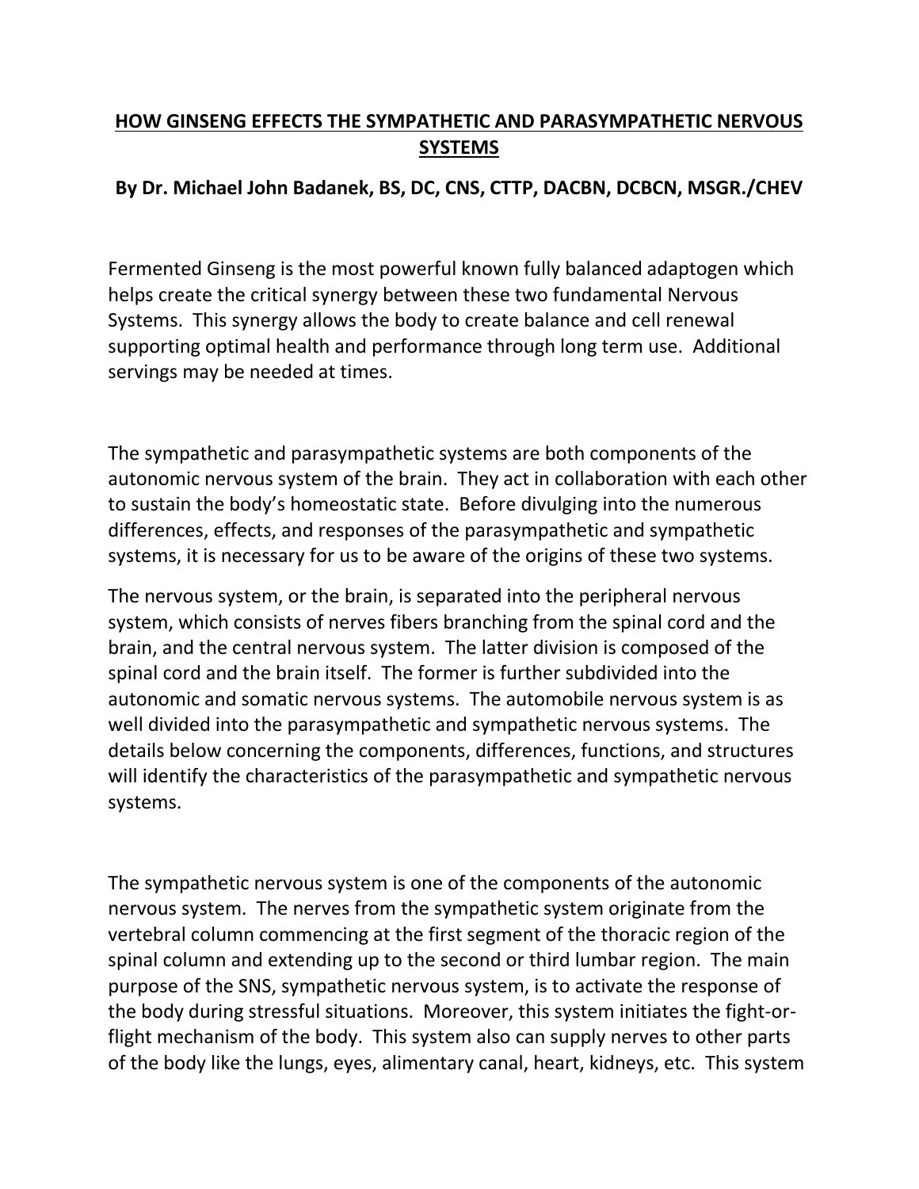# HOW GINSENG EFFECTS THE SYMPATHETIC AND PARASYMPATHETIC NERVOUS SYSTEMS

**By Dr. Michael John Badanek, BS, DC, CNS, CTTP, DACBN, DCBCN, MSGR./CHEV**

Fermented Ginseng is the most powerful known fully balanced adaptogen which helps create the critical synergy between these two fundamental Nervous Systems. This synergy allows the body to create balance and cell renewal supporting optimal health and performance through long term use. Additional servings may be needed at times.

The sympathetic and parasympathetic systems are both components of the autonomic nervous system of the brain. They act in collaboration with each other to sustain the body's homeostatic state. Before divulging into the numerous differences, effects, and responses of the parasympathetic and sympathetic systems, it is necessary for us to be aware of the origins of these two systems.

The nervous system, or the brain, is separated into the peripheral nervous system, which consists of nerves fibers branching from the spinal cord and the brain, and the central nervous system. The latter division is composed of the spinal cord and the brain itself. The former is further subdivided into the autonomic and somatic nervous systems. The automobile nervous system is as well divided into the parasympathetic and sympathetic nervous systems. The details below concerning the components, differences, functions, and structures will identify the characteristics of the parasympathetic and sympathetic nervous systems.

The sympathetic nervous system is one of the components of the autonomic nervous system. The nerves from the sympathetic system originate from the vertebral column commencing at the first segment of the thoracic region of the spinal column and extending up to the second or third lumbar region. The main purpose of the SNS, sympathetic nervous system, is to activate the response of the body during stressful situations. Moreover, this system initiates the fight-or-flight mechanism of the body. This system also can supply nerves to other parts of the body like the lungs, eyes, alimentary canal, heart, kidneys, etc. This system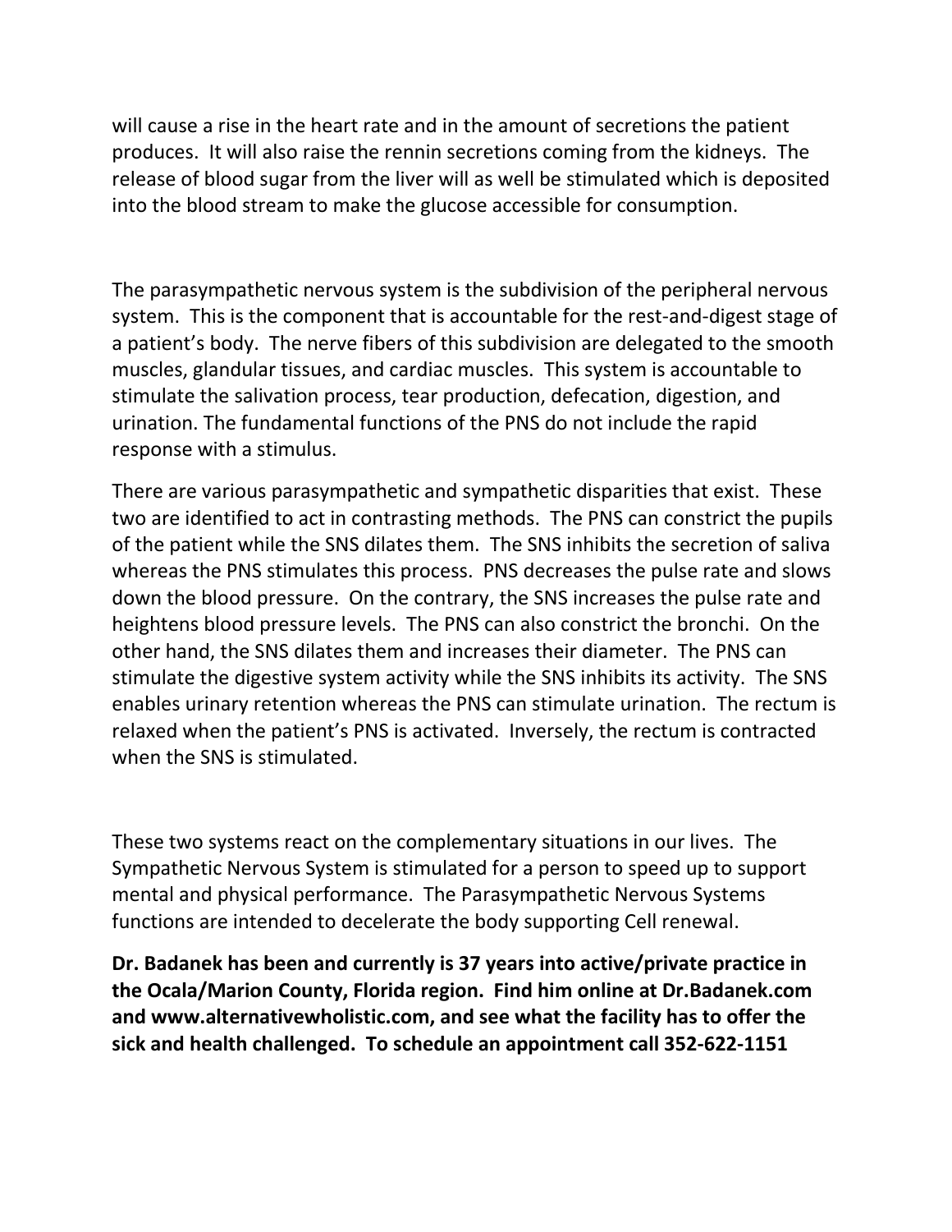will cause a rise in the heart rate and in the amount of secretions the patient produces. It will also raise the rennin secretions coming from the kidneys. The release of blood sugar from the liver will as well be stimulated which is deposited into the blood stream to make the glucose accessible for consumption.

The parasympathetic nervous system is the subdivision of the peripheral nervous system. This is the component that is accountable for the rest-and-digest stage of a patient's body. The nerve fibers of this subdivision are delegated to the smooth muscles, glandular tissues, and cardiac muscles. This system is accountable to stimulate the salivation process, tear production, defecation, digestion, and urination. The fundamental functions of the PNS do not include the rapid response with a stimulus.

There are various parasympathetic and sympathetic disparities that exist. These two are identified to act in contrasting methods. The PNS can constrict the pupils of the patient while the SNS dilates them. The SNS inhibits the secretion of saliva whereas the PNS stimulates this process. PNS decreases the pulse rate and slows down the blood pressure. On the contrary, the SNS increases the pulse rate and heightens blood pressure levels. The PNS can also constrict the bronchi. On the other hand, the SNS dilates them and increases their diameter. The PNS can stimulate the digestive system activity while the SNS inhibits its activity. The SNS enables urinary retention whereas the PNS can stimulate urination. The rectum is relaxed when the patient's PNS is activated. Inversely, the rectum is contracted when the SNS is stimulated.

These two systems react on the complementary situations in our lives. The Sympathetic Nervous System is stimulated for a person to speed up to support mental and physical performance. The Parasympathetic Nervous Systems functions are intended to decelerate the body supporting Cell renewal.

**Dr. Badanek has been and currently is 37 years into active/private practice in the Ocala/Marion County, Florida region. Find him online at Dr.Badanek.com and www.alternativewholistic.com, and see what the facility has to offer the sick and health challenged. To schedule an appointment call 352-622-1151**